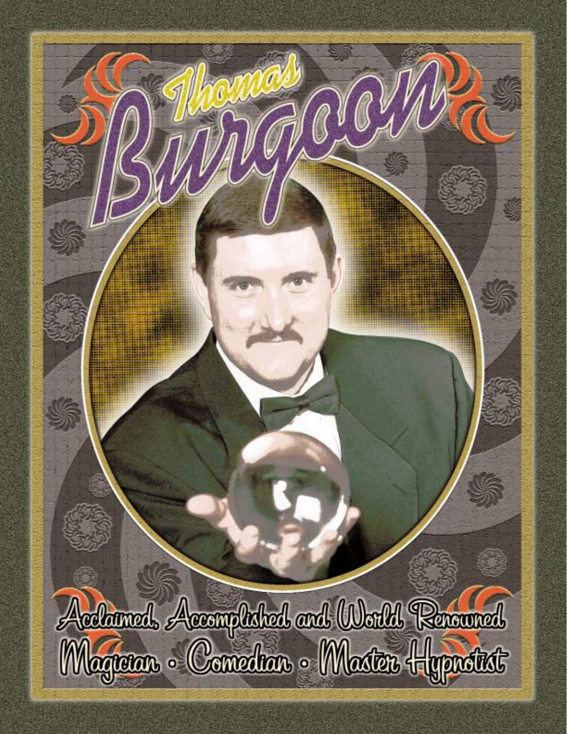# Thomas Burgoon

Acclaimed, Accomplished and World Renowned

Magician • Comedian • Master Hypnotist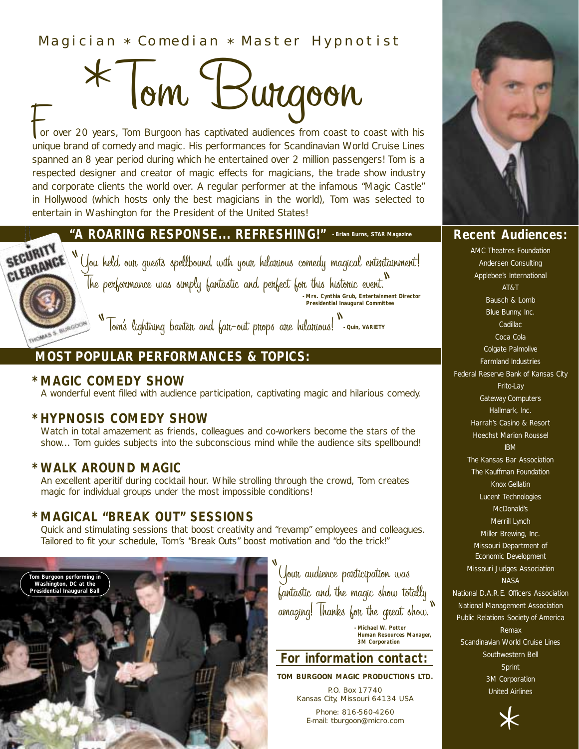Magician * Comedian * Master Hypnotist

# * Tom Burgoon

For over 20 years, Tom Burgoon has captivated audiences from coast to coast with his unique brand of comedy and magic. His performances for Scandinavian World Cruise Lines spanned an 8 year period during which he entertained over 2 million passengers! Tom is a respected designer and creator of magic effects for magicians, the trade show industry and corporate clients the world over. A regular performer at the infamous "Magic Castle" in Hollywood (which hosts only the best magicians in the world), Tom was selected to entertain in Washington for the President of the United States!

**"A ROARING RESPONSE... REFRESHING!"** - Brian Burns, STAR Magazine

SECURITY CLEARANCE

THOMAS S. BURGOON

"You held our guests spellbound with your hilarious comedy magical entertainment! The performance was simply fantastic and perfect for this historic event."
- Mrs. Cynthia Grub, Entertainment Director Presidential Inaugural Committee

"Tom's lightning banter and far-out props are hilarious!" - Quin, VARIETY

## MOST POPULAR PERFORMANCES & TOPICS:

### * MAGIC COMEDY SHOW

A wonderful event filled with audience participation, captivating magic and hilarious comedy.

### * HYPNOSIS COMEDY SHOW

Watch in total amazement as friends, colleagues and co-workers become the stars of the show... Tom guides subjects into the subconscious mind while the audience sits spellbound!

### * WALK AROUND MAGIC

An excellent aperitif during cocktail hour. While strolling through the crowd, Tom creates magic for individual groups under the most impossible conditions!

### * MAGICAL "BREAK OUT" SESSIONS

Quick and stimulating sessions that boost creativity and "revamp" employees and colleagues. Tailored to fit your schedule, Tom's "Break Outs" boost motivation and "do the trick!"

Tom Burgoon performing in Washington, DC at the Presidential Inaugural Ball

"Your audience participation was fantastic and the magic show totally amazing! Thanks for the great show."
- Michael W. Potter
Human Resources Manager, 3M Corporation

## For information contact:

**TOM BURGOON MAGIC PRODUCTIONS LTD.**

P.O. Box 17740
Kansas City, Missouri 64134 USA

Phone: 816-560-4260
E-mail: tburgoon@micro.com

## Recent Audiences:

AMC Theatres Foundation
Andersen Consulting
Applebee's International
AT&T
Bausch & Lomb
Blue Bunny, Inc.
Cadillac
Coca Cola
Colgate Palmolive
Farmland Industries
Federal Reserve Bank of Kansas City
Frito-Lay
Gateway Computers
Hallmark, Inc.
Harrah's Casino & Resort
Hoechst Marion Roussel
IBM
The Kansas Bar Association
The Kauffman Foundation
Knox Gellatin
Lucent Technologies
McDonald's
Merrill Lynch
Miller Brewing, Inc.
Missouri Department of Economic Development
Missouri Judges Association
NASA
National D.A.R.E. Officers Association
National Management Association
Public Relations Society of America
Remax
Scandinavian World Cruise Lines
Southwestern Bell
Sprint
3M Corporation
United Airlines

*